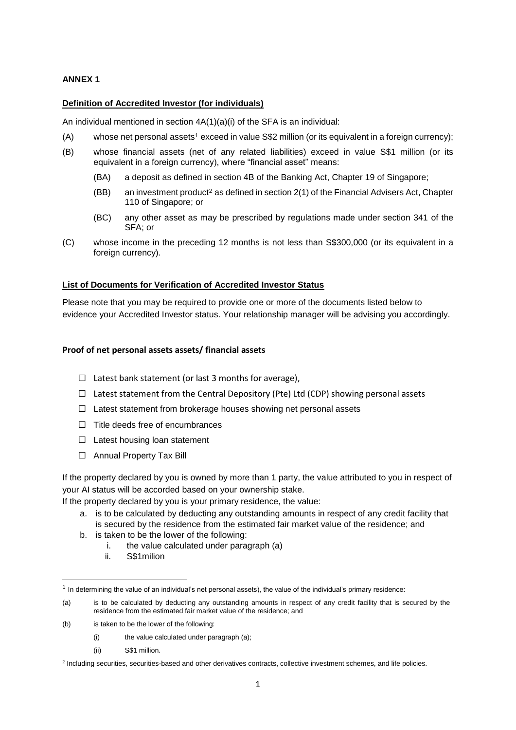**ANNEX 1**

**Definition of Accredited Investor (for individuals)**

An individual mentioned in section 4A(1)(a)(i) of the SFA is an individual:

(A) whose net personal assets[1] exceed in value S$2 million (or its equivalent in a foreign currency);

(B) whose financial assets (net of any related liabilities) exceed in value S$1 million (or its equivalent in a foreign currency), where "financial asset" means:

  (BA) a deposit as defined in section 4B of the Banking Act, Chapter 19 of Singapore;

  (BB) an investment product[2] as defined in section 2(1) of the Financial Advisers Act, Chapter 110 of Singapore; or

  (BC) any other asset as may be prescribed by regulations made under section 341 of the SFA; or

(C) whose income in the preceding 12 months is not less than S$300,000 (or its equivalent in a foreign currency).

**List of Documents for Verification of Accredited Investor Status**

Please note that you may be required to provide one or more of the documents listed below to evidence your Accredited Investor status. Your relationship manager will be advising you accordingly.

**Proof of net personal assets assets/ financial assets**

- ☐ Latest bank statement (or last 3 months for average),
- ☐ Latest statement from the Central Depository (Pte) Ltd (CDP) showing personal assets
- ☐ Latest statement from brokerage houses showing net personal assets
- ☐ Title deeds free of encumbrances
- ☐ Latest housing loan statement
- ☐ Annual Property Tax Bill

If the property declared by you is owned by more than 1 party, the value attributed to you in respect of your AI status will be accorded based on your ownership stake.

If the property declared by you is your primary residence, the value:

a. is to be calculated by deducting any outstanding amounts in respect of any credit facility that is secured by the residence from the estimated fair market value of the residence; and
b. is taken to be the lower of the following:
   i. the value calculated under paragraph (a)
   ii. S$1milion

---

[1] In determining the value of an individual's net personal assets), the value of the individual's primary residence:

(a) is to be calculated by deducting any outstanding amounts in respect of any credit facility that is secured by the residence from the estimated fair market value of the residence; and

(b) is taken to be the lower of the following:

  (i) the value calculated under paragraph (a);

  (ii) S$1 million.

[2] Including securities, securities-based and other derivatives contracts, collective investment schemes, and life policies.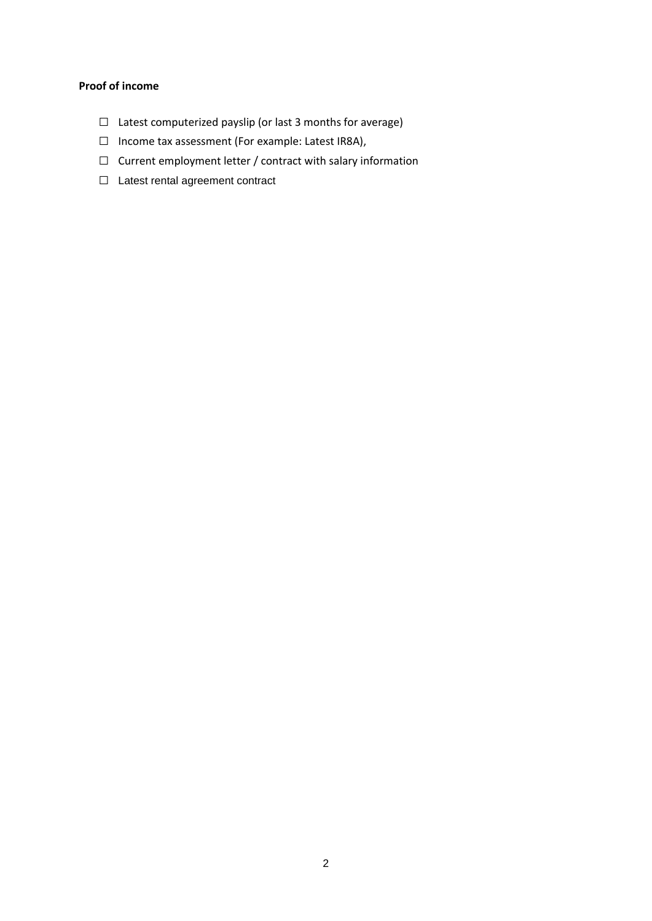**Proof of income**

- ☐ Latest computerized payslip (or last 3 months for average)
- ☐ Income tax assessment (For example: Latest IR8A),
- ☐ Current employment letter / contract with salary information
- ☐ Latest rental agreement contract